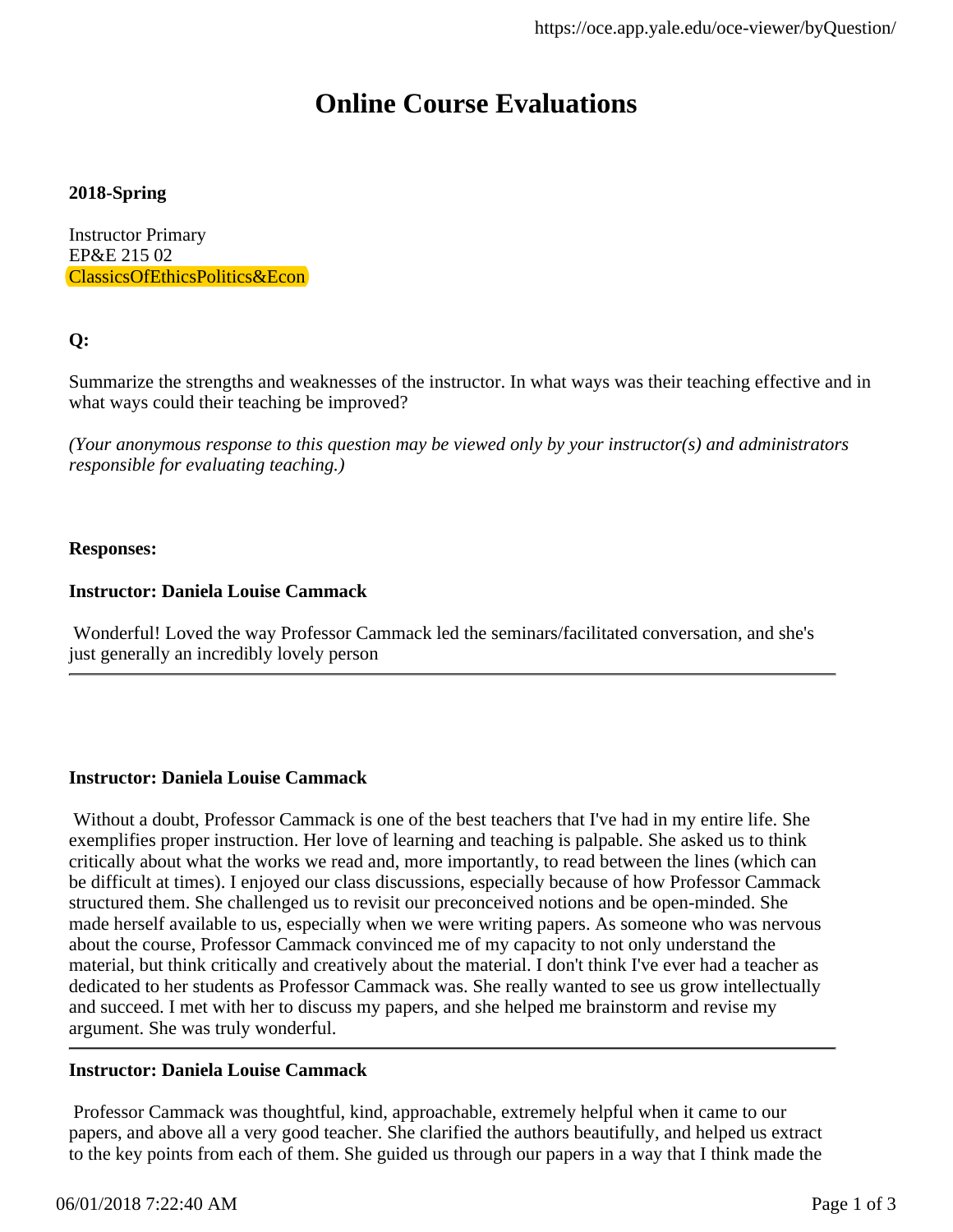# Online Course Evaluations

**2018-Spring**

Instructor Primary
EP&E 215 02
ClassicsOfEthicsPolitics&Econ

**Q:**

Summarize the strengths and weaknesses of the instructor. In what ways was their teaching effective and in what ways could their teaching be improved?

*(Your anonymous response to this question may be viewed only by your instructor(s) and administrators responsible for evaluating teaching.)*

**Responses:**

**Instructor: Daniela Louise Cammack**

Wonderful! Loved the way Professor Cammack led the seminars/facilitated conversation, and she's just generally an incredibly lovely person

---

**Instructor: Daniela Louise Cammack**

Without a doubt, Professor Cammack is one of the best teachers that I've had in my entire life. She exemplifies proper instruction. Her love of learning and teaching is palpable. She asked us to think critically about what the works we read and, more importantly, to read between the lines (which can be difficult at times). I enjoyed our class discussions, especially because of how Professor Cammack structured them. She challenged us to revisit our preconceived notions and be open-minded. She made herself available to us, especially when we were writing papers. As someone who was nervous about the course, Professor Cammack convinced me of my capacity to not only understand the material, but think critically and creatively about the material. I don't think I've ever had a teacher as dedicated to her students as Professor Cammack was. She really wanted to see us grow intellectually and succeed. I met with her to discuss my papers, and she helped me brainstorm and revise my argument. She was truly wonderful.

---

**Instructor: Daniela Louise Cammack**

Professor Cammack was thoughtful, kind, approachable, extremely helpful when it came to our papers, and above all a very good teacher. She clarified the authors beautifully, and helped us extract to the key points from each of them. She guided us through our papers in a way that I think made the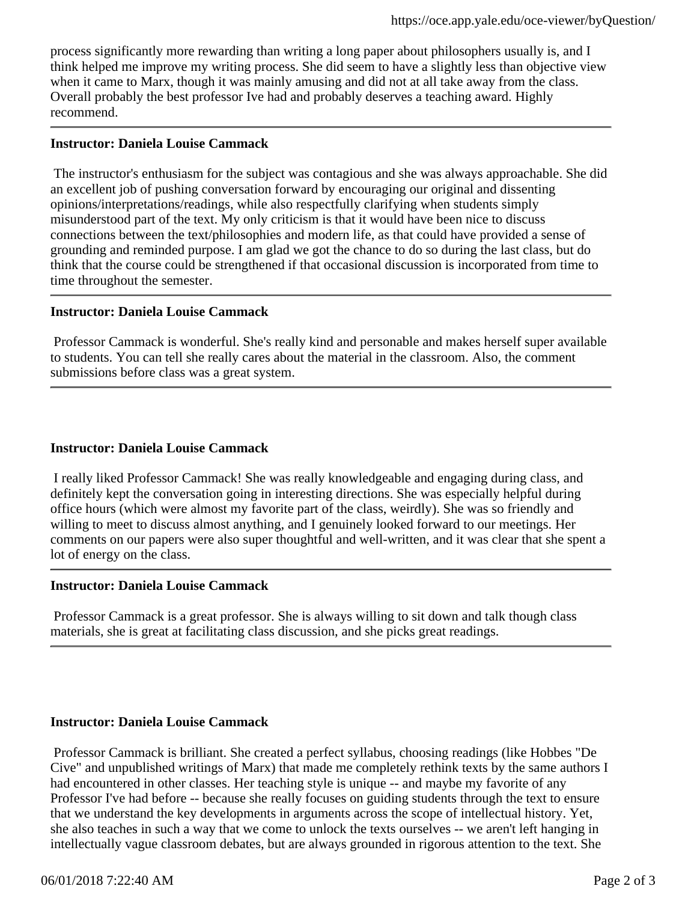process significantly more rewarding than writing a long paper about philosophers usually is, and I think helped me improve my writing process. She did seem to have a slightly less than objective view when it came to Marx, though it was mainly amusing and did not at all take away from the class. Overall probably the best professor Ive had and probably deserves a teaching award. Highly recommend.

---

**Instructor: Daniela Louise Cammack**

The instructor's enthusiasm for the subject was contagious and she was always approachable. She did an excellent job of pushing conversation forward by encouraging our original and dissenting opinions/interpretations/readings, while also respectfully clarifying when students simply misunderstood part of the text. My only criticism is that it would have been nice to discuss connections between the text/philosophies and modern life, as that could have provided a sense of grounding and reminded purpose. I am glad we got the chance to do so during the last class, but do think that the course could be strengthened if that occasional discussion is incorporated from time to time throughout the semester.

---

**Instructor: Daniela Louise Cammack**

Professor Cammack is wonderful. She's really kind and personable and makes herself super available to students. You can tell she really cares about the material in the classroom. Also, the comment submissions before class was a great system.

---

**Instructor: Daniela Louise Cammack**

I really liked Professor Cammack! She was really knowledgeable and engaging during class, and definitely kept the conversation going in interesting directions. She was especially helpful during office hours (which were almost my favorite part of the class, weirdly). She was so friendly and willing to meet to discuss almost anything, and I genuinely looked forward to our meetings. Her comments on our papers were also super thoughtful and well-written, and it was clear that she spent a lot of energy on the class.

---

**Instructor: Daniela Louise Cammack**

Professor Cammack is a great professor. She is always willing to sit down and talk though class materials, she is great at facilitating class discussion, and she picks great readings.

---

**Instructor: Daniela Louise Cammack**

Professor Cammack is brilliant. She created a perfect syllabus, choosing readings (like Hobbes "De Cive" and unpublished writings of Marx) that made me completely rethink texts by the same authors I had encountered in other classes. Her teaching style is unique -- and maybe my favorite of any Professor I've had before -- because she really focuses on guiding students through the text to ensure that we understand the key developments in arguments across the scope of intellectual history. Yet, she also teaches in such a way that we come to unlock the texts ourselves -- we aren't left hanging in intellectually vague classroom debates, but are always grounded in rigorous attention to the text. She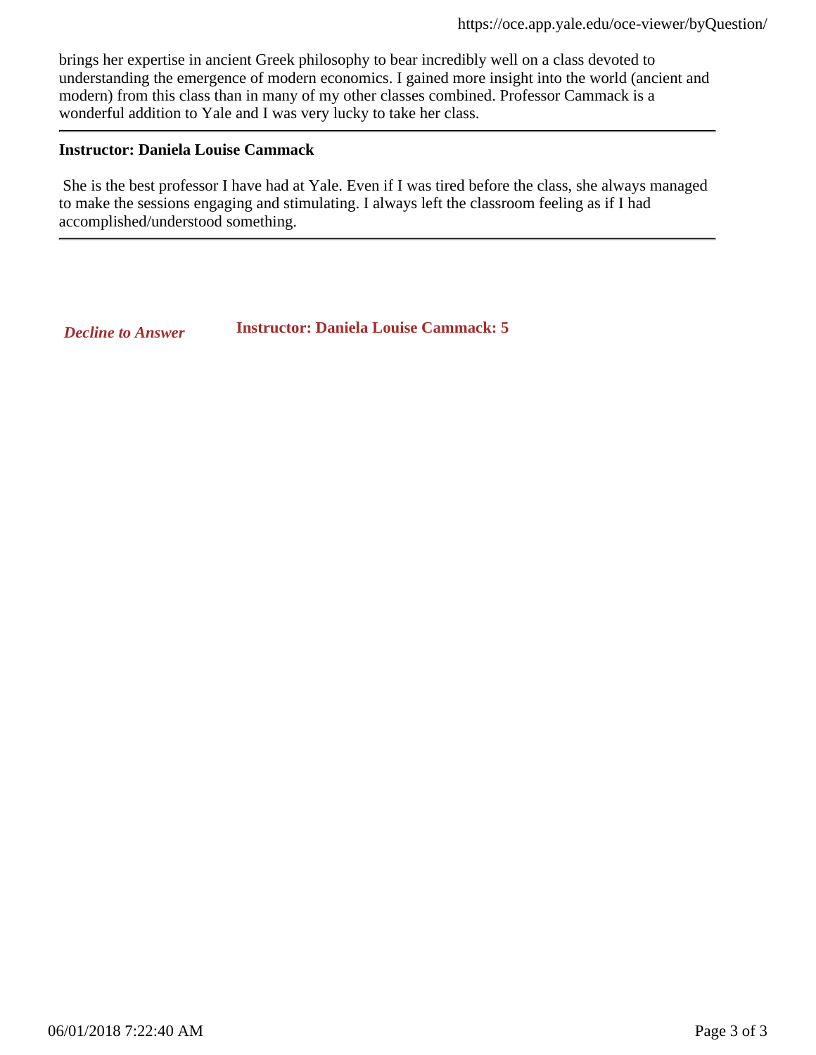brings her expertise in ancient Greek philosophy to bear incredibly well on a class devoted to understanding the emergence of modern economics. I gained more insight into the world (ancient and modern) from this class than in many of my other classes combined. Professor Cammack is a wonderful addition to Yale and I was very lucky to take her class.

---

**Instructor: Daniela Louise Cammack**

She is the best professor I have had at Yale. Even if I was tired before the class, she always managed to make the sessions engaging and stimulating. I always left the classroom feeling as if I had accomplished/understood something.

---

***Decline to Answer*** **Instructor: Daniela Louise Cammack: 5**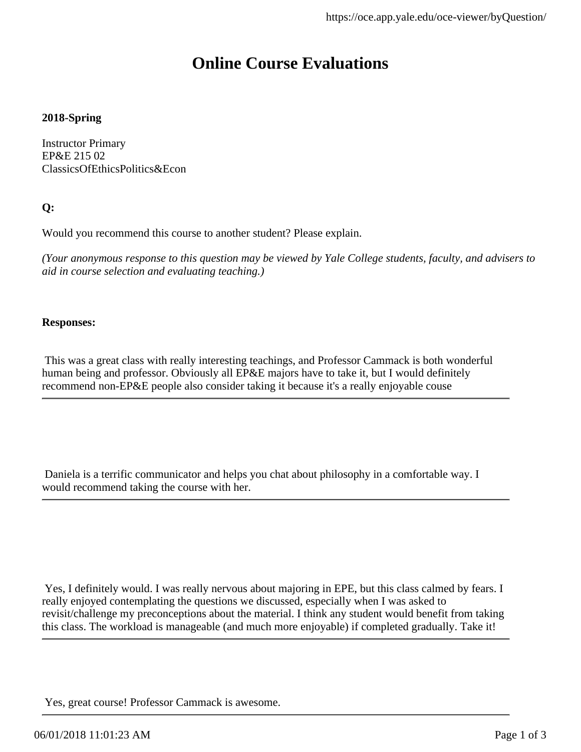# Online Course Evaluations

**2018-Spring**

Instructor Primary
EP&E 215 02
ClassicsOfEthicsPolitics&Econ

**Q:**

Would you recommend this course to another student? Please explain.

*(Your anonymous response to this question may be viewed by Yale College students, faculty, and advisers to aid in course selection and evaluating teaching.)*

**Responses:**

This was a great class with really interesting teachings, and Professor Cammack is both wonderful human being and professor. Obviously all EP&E majors have to take it, but I would definitely recommend non-EP&E people also consider taking it because it's a really enjoyable couse

---

Daniela is a terrific communicator and helps you chat about philosophy in a comfortable way. I would recommend taking the course with her.

---

Yes, I definitely would. I was really nervous about majoring in EPE, but this class calmed by fears. I really enjoyed contemplating the questions we discussed, especially when I was asked to revisit/challenge my preconceptions about the material. I think any student would benefit from taking this class. The workload is manageable (and much more enjoyable) if completed gradually. Take it!

---

Yes, great course! Professor Cammack is awesome.

---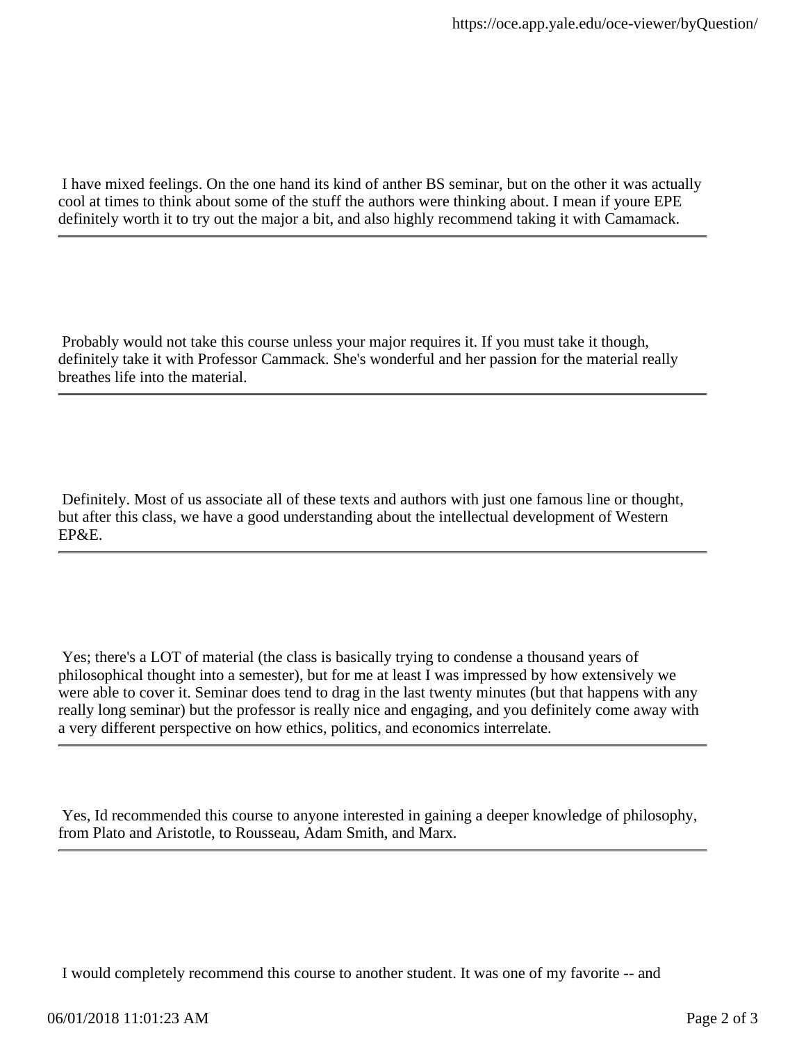I have mixed feelings. On the one hand its kind of anther BS seminar, but on the other it was actually cool at times to think about some of the stuff the authors were thinking about. I mean if youre EPE definitely worth it to try out the major a bit, and also highly recommend taking it with Camamack.

---

Probably would not take this course unless your major requires it. If you must take it though, definitely take it with Professor Cammack. She's wonderful and her passion for the material really breathes life into the material.

---

Definitely. Most of us associate all of these texts and authors with just one famous line or thought, but after this class, we have a good understanding about the intellectual development of Western EP&E.

---

Yes; there's a LOT of material (the class is basically trying to condense a thousand years of philosophical thought into a semester), but for me at least I was impressed by how extensively we were able to cover it. Seminar does tend to drag in the last twenty minutes (but that happens with any really long seminar) but the professor is really nice and engaging, and you definitely come away with a very different perspective on how ethics, politics, and economics interrelate.

---

Yes, Id recommended this course to anyone interested in gaining a deeper knowledge of philosophy, from Plato and Aristotle, to Rousseau, Adam Smith, and Marx.

---

I would completely recommend this course to another student. It was one of my favorite -- and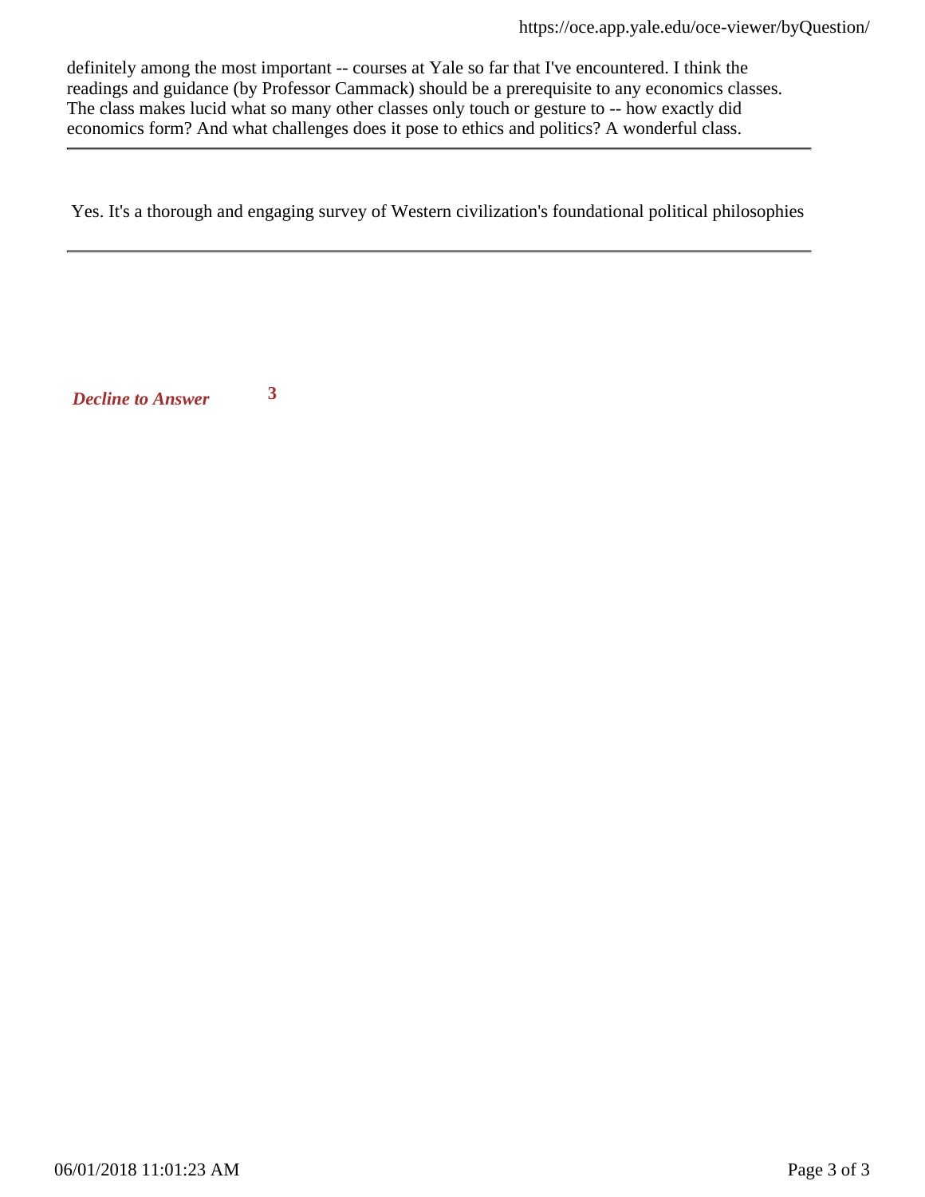definitely among the most important -- courses at Yale so far that I've encountered. I think the readings and guidance (by Professor Cammack) should be a prerequisite to any economics classes. The class makes lucid what so many other classes only touch or gesture to -- how exactly did economics form? And what challenges does it pose to ethics and politics? A wonderful class.

---

Yes. It's a thorough and engaging survey of Western civilization's foundational political philosophies

---

| | |
|---|---|
| ***Decline to Answer*** | **3** |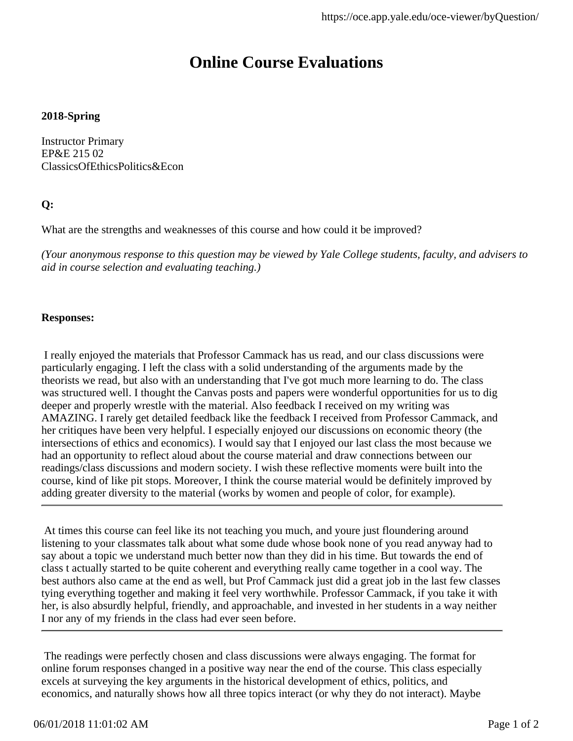# Online Course Evaluations

**2018-Spring**

Instructor Primary
EP&E 215 02
ClassicsOfEthicsPolitics&Econ

**Q:**

What are the strengths and weaknesses of this course and how could it be improved?

*(Your anonymous response to this question may be viewed by Yale College students, faculty, and advisers to aid in course selection and evaluating teaching.)*

**Responses:**

I really enjoyed the materials that Professor Cammack has us read, and our class discussions were particularly engaging. I left the class with a solid understanding of the arguments made by the theorists we read, but also with an understanding that I've got much more learning to do. The class was structured well. I thought the Canvas posts and papers were wonderful opportunities for us to dig deeper and properly wrestle with the material. Also feedback I received on my writing was AMAZING. I rarely get detailed feedback like the feedback I received from Professor Cammack, and her critiques have been very helpful. I especially enjoyed our discussions on economic theory (the intersections of ethics and economics). I would say that I enjoyed our last class the most because we had an opportunity to reflect aloud about the course material and draw connections between our readings/class discussions and modern society. I wish these reflective moments were built into the course, kind of like pit stops. Moreover, I think the course material would be definitely improved by adding greater diversity to the material (works by women and people of color, for example).

---

At times this course can feel like its not teaching you much, and youre just floundering around listening to your classmates talk about what some dude whose book none of you read anyway had to say about a topic we understand much better now than they did in his time. But towards the end of class t actually started to be quite coherent and everything really came together in a cool way. The best authors also came at the end as well, but Prof Cammack just did a great job in the last few classes tying everything together and making it feel very worthwhile. Professor Cammack, if you take it with her, is also absurdly helpful, friendly, and approachable, and invested in her students in a way neither I nor any of my friends in the class had ever seen before.

---

The readings were perfectly chosen and class discussions were always engaging. The format for online forum responses changed in a positive way near the end of the course. This class especially excels at surveying the key arguments in the historical development of ethics, politics, and economics, and naturally shows how all three topics interact (or why they do not interact). Maybe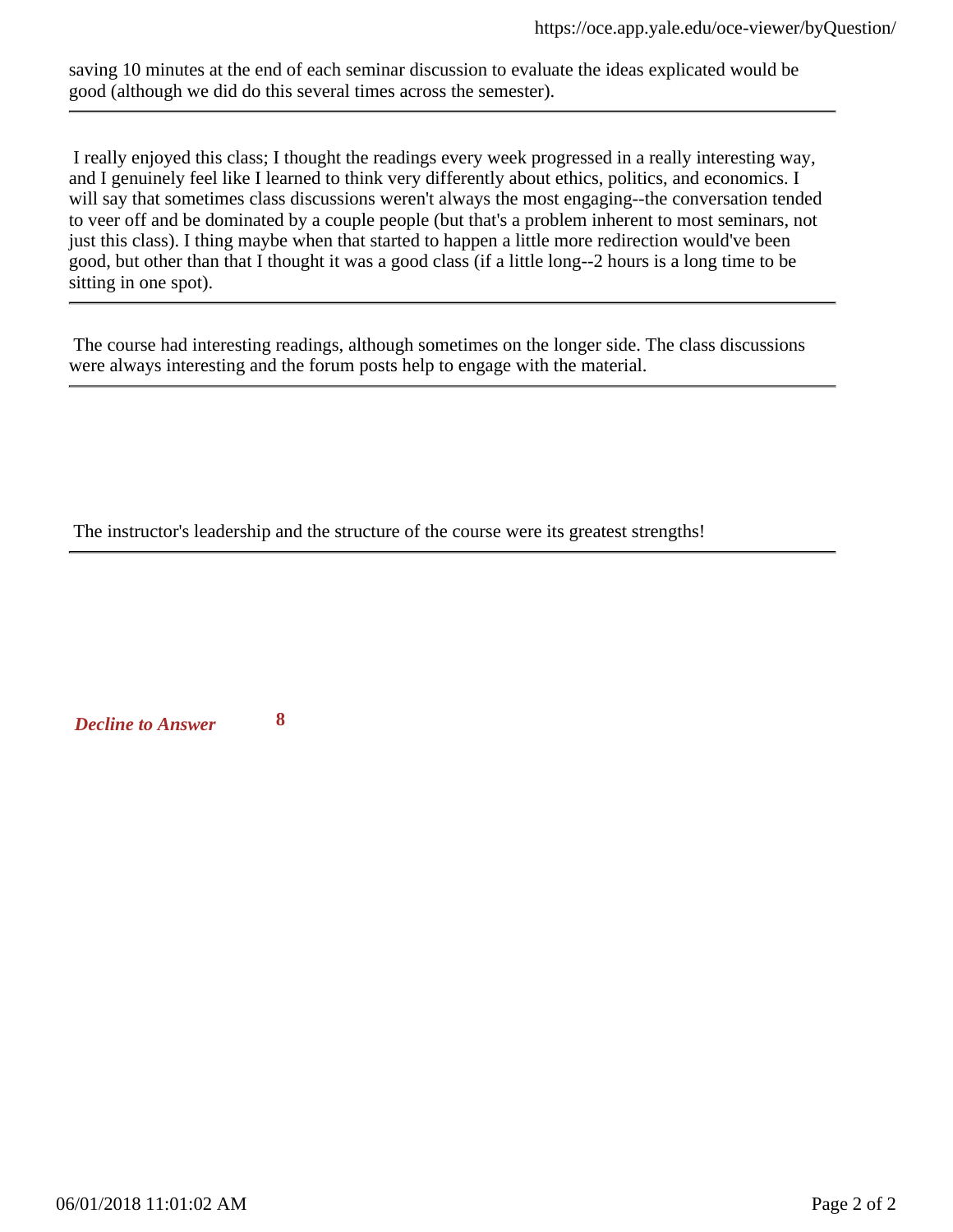saving 10 minutes at the end of each seminar discussion to evaluate the ideas explicated would be good (although we did do this several times across the semester).

---

I really enjoyed this class; I thought the readings every week progressed in a really interesting way, and I genuinely feel like I learned to think very differently about ethics, politics, and economics. I will say that sometimes class discussions weren't always the most engaging--the conversation tended to veer off and be dominated by a couple people (but that's a problem inherent to most seminars, not just this class). I thing maybe when that started to happen a little more redirection would've been good, but other than that I thought it was a good class (if a little long--2 hours is a long time to be sitting in one spot).

---

The course had interesting readings, although sometimes on the longer side. The class discussions were always interesting and the forum posts help to engage with the material.

---

The instructor's leadership and the structure of the course were its greatest strengths!

---

***Decline to Answer*** **8**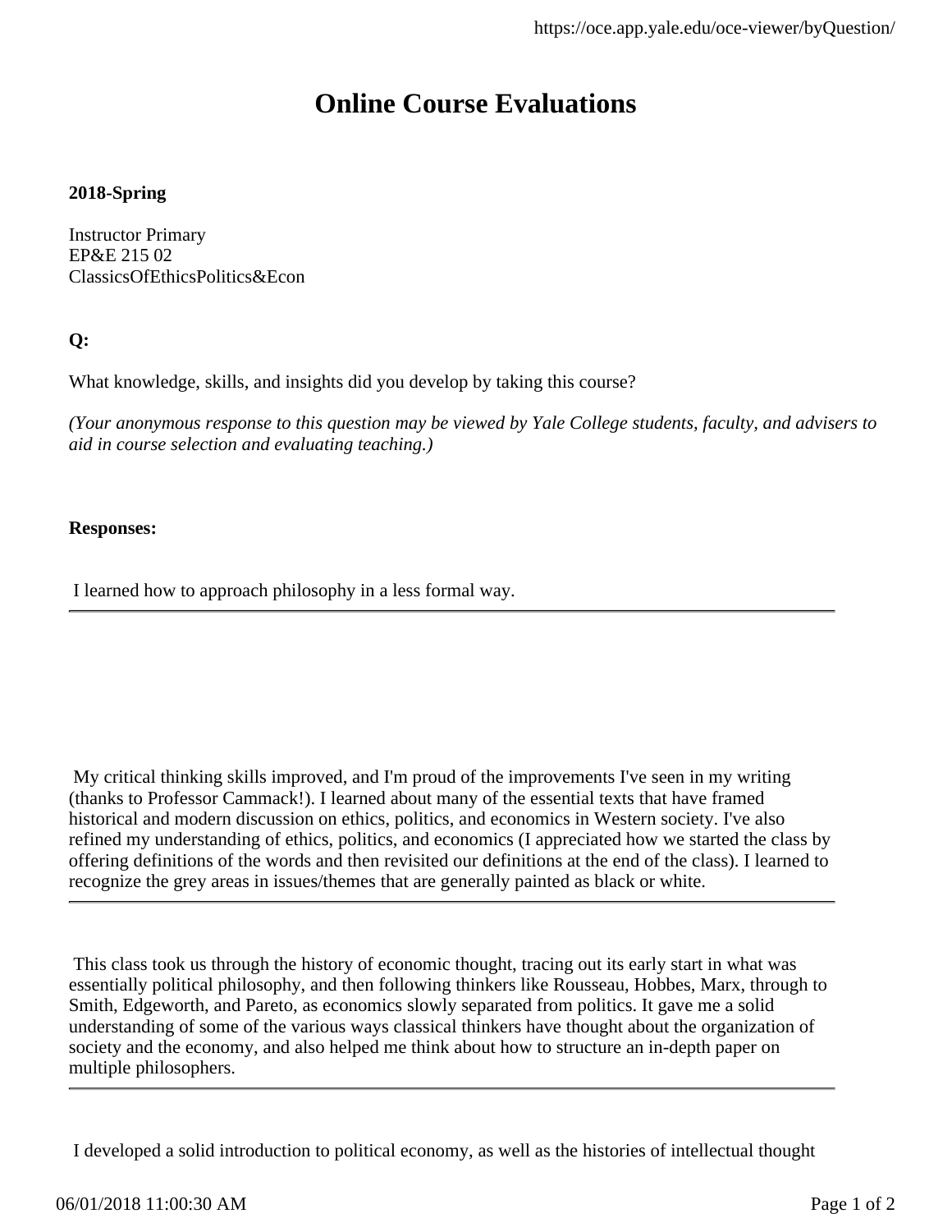# Online Course Evaluations

**2018-Spring**

Instructor Primary
EP&E 215 02
ClassicsOfEthicsPolitics&Econ

**Q:**

What knowledge, skills, and insights did you develop by taking this course?

*(Your anonymous response to this question may be viewed by Yale College students, faculty, and advisers to aid in course selection and evaluating teaching.)*

**Responses:**

I learned how to approach philosophy in a less formal way.

---

My critical thinking skills improved, and I'm proud of the improvements I've seen in my writing (thanks to Professor Cammack!). I learned about many of the essential texts that have framed historical and modern discussion on ethics, politics, and economics in Western society. I've also refined my understanding of ethics, politics, and economics (I appreciated how we started the class by offering definitions of the words and then revisited our definitions at the end of the class). I learned to recognize the grey areas in issues/themes that are generally painted as black or white.

---

This class took us through the history of economic thought, tracing out its early start in what was essentially political philosophy, and then following thinkers like Rousseau, Hobbes, Marx, through to Smith, Edgeworth, and Pareto, as economics slowly separated from politics. It gave me a solid understanding of some of the various ways classical thinkers have thought about the organization of society and the economy, and also helped me think about how to structure an in-depth paper on multiple philosophers.

---

I developed a solid introduction to political economy, as well as the histories of intellectual thought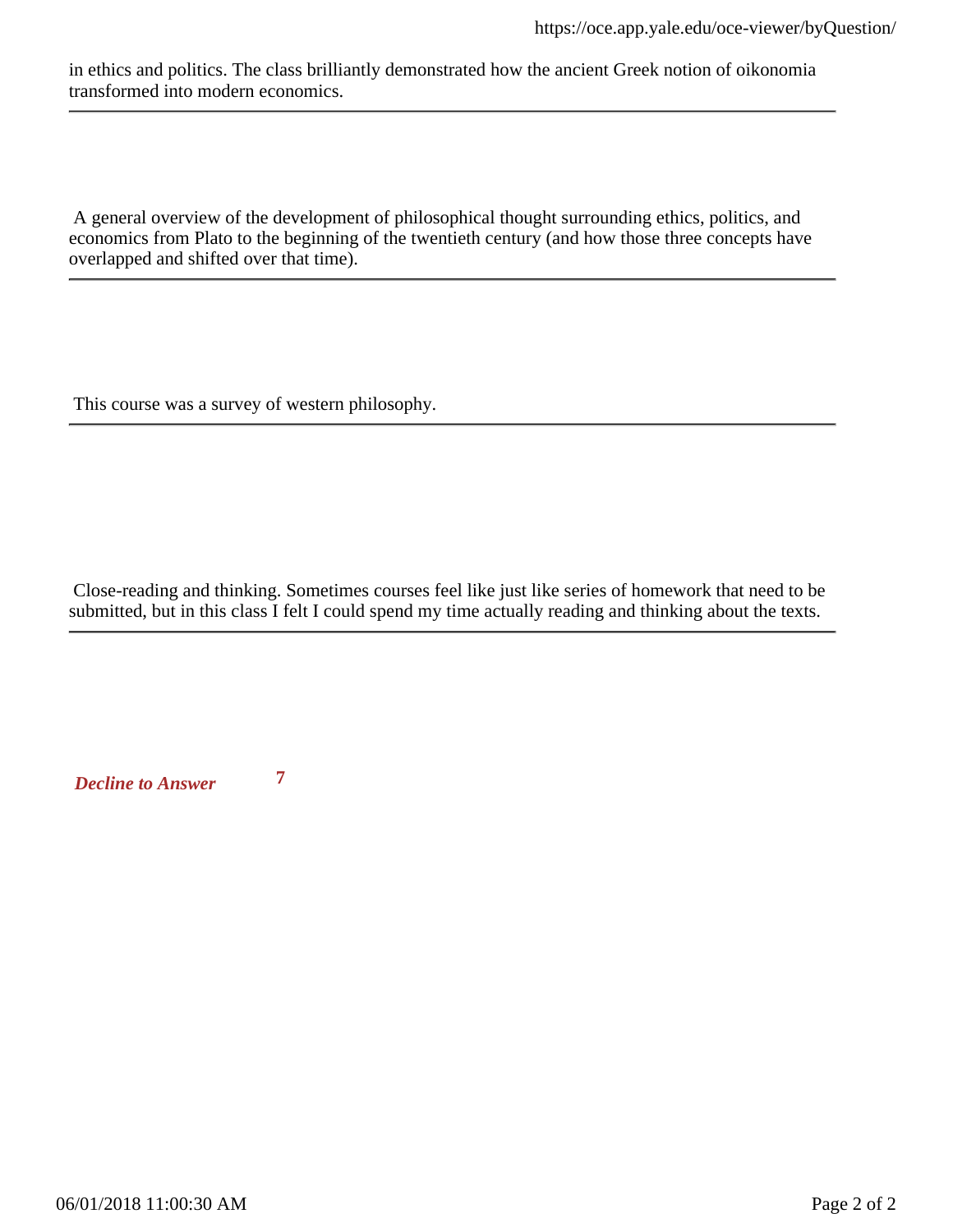in ethics and politics. The class brilliantly demonstrated how the ancient Greek notion of oikonomia transformed into modern economics.

---

A general overview of the development of philosophical thought surrounding ethics, politics, and economics from Plato to the beginning of the twentieth century (and how those three concepts have overlapped and shifted over that time).

---

This course was a survey of western philosophy.

---

Close-reading and thinking. Sometimes courses feel like just like series of homework that need to be submitted, but in this class I felt I could spend my time actually reading and thinking about the texts.

---

***Decline to Answer*** **7**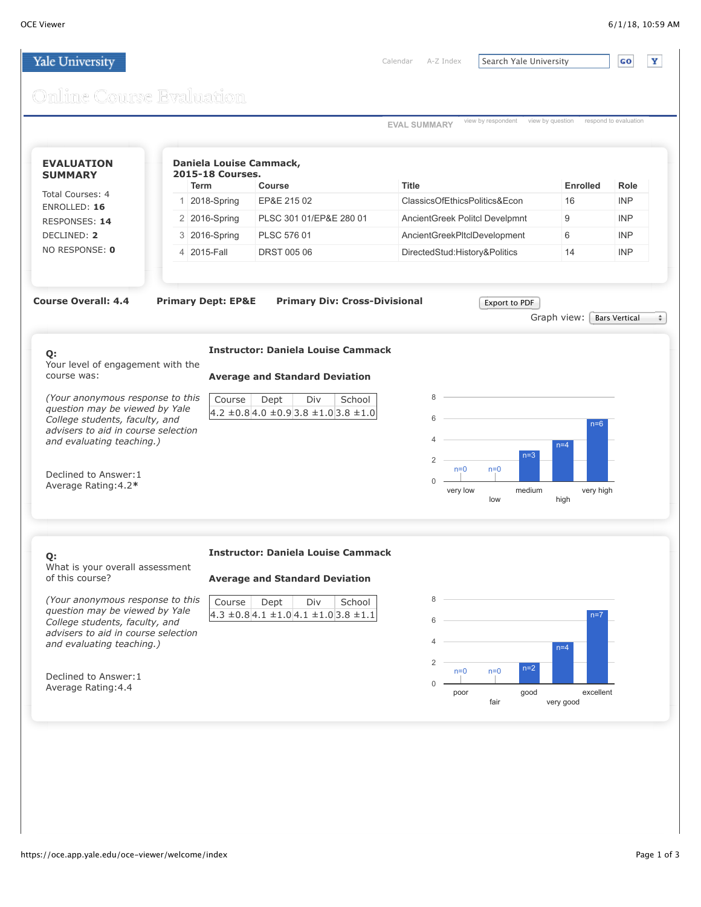Yale University

Calendar A-Z Index Search Yale University GO Y

Online Course Evaluation

EVAL SUMMARY | view by respondent | view by question | respond to evaluation

## EVALUATION SUMMARY

Total Courses: 4
ENROLLED: **16**
RESPONSES: **14**
DECLINED: **2**
NO RESPONSE: **0**

**Daniela Louise Cammack,**
**2015-18 Courses.**

| | Term | Course | Title | Enrolled | Role |
|---|---|---|---|---|---|
| 1 | 2018-Spring | EP&E 215 02 | ClassicsOfEthicsPolitics&Econ | 16 | INP |
| 2 | 2016-Spring | PLSC 301 01/EP&E 280 01 | AncientGreek Politcl Develpmnt | 9 | INP |
| 3 | 2016-Spring | PLSC 576 01 | AncientGreekPltclDevelopment | 6 | INP |
| 4 | 2015-Fall | DRST 005 06 | DirectedStud:History&Politics | 14 | INP |

**Course Overall: 4.4** **Primary Dept: EP&E** **Primary Div: Cross-Divisional**

Export to PDF

Graph view: Bars Vertical

**Q:**
Your level of engagement with the course was:

*(Your anonymous response to this question may be viewed by Yale College students, faculty, and advisers to aid in course selection and evaluating teaching.)*

Declined to Answer:1
Average Rating:4.2*

**Instructor: Daniela Louise Cammack**

**Average and Standard Deviation**

| Course | Dept | Div | School |
|---|---|---|---|
| 4.2 ±0.8 | 4.0 ±0.9 | 3.8 ±1.0 | 3.8 ±1.0 |

| very low | low | medium | high | very high |
|---|---|---|---|---|
| n=0 | n=0 | n=3 | n=4 | n=6 |

**Q:**
What is your overall assessment of this course?

*(Your anonymous response to this question may be viewed by Yale College students, faculty, and advisers to aid in course selection and evaluating teaching.)*

Declined to Answer:1
Average Rating:4.4

**Instructor: Daniela Louise Cammack**

**Average and Standard Deviation**

| Course | Dept | Div | School |
|---|---|---|---|
| 4.3 ±0.8 | 4.1 ±1.0 | 4.1 ±1.0 | 3.8 ±1.1 |

| poor | fair | good | very good | excellent |
|---|---|---|---|---|
| n=0 | n=0 | n=2 | n=4 | n=7 |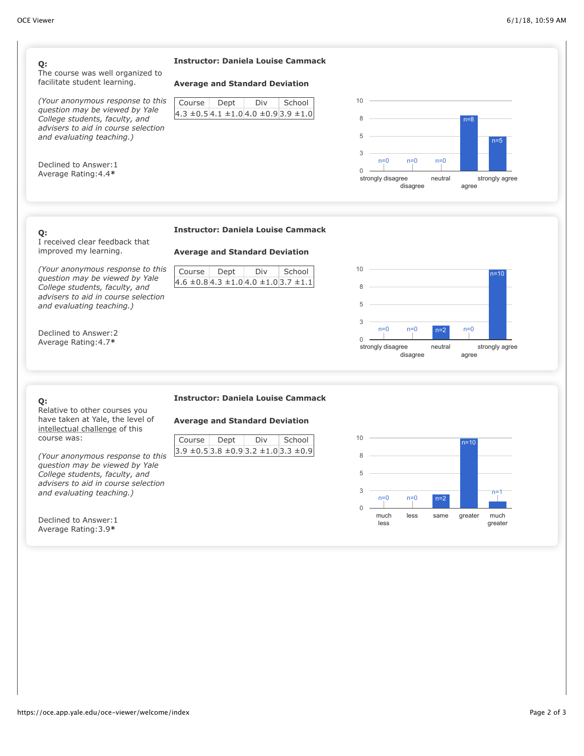**Q:**
The course was well organized to facilitate student learning.

*(Your anonymous response to this question may be viewed by Yale College students, faculty, and advisers to aid in course selection and evaluating teaching.)*

Declined to Answer:1
Average Rating:4.4*

**Instructor: Daniela Louise Cammack**

**Average and Standard Deviation**

| Course | Dept | Div | School |
|---|---|---|---|
| 4.3 ±0.5 | 4.1 ±1.0 | 4.0 ±0.9 | 3.9 ±1.0 |

| strongly disagree | disagree | neutral | agree | strongly agree |
|---|---|---|---|---|
| n=0 | n=0 | n=0 | n=8 | n=5 |

**Q:**
I received clear feedback that improved my learning.

*(Your anonymous response to this question may be viewed by Yale College students, faculty, and advisers to aid in course selection and evaluating teaching.)*

Declined to Answer:2
Average Rating:4.7*

**Instructor: Daniela Louise Cammack**

**Average and Standard Deviation**

| Course | Dept | Div | School |
|---|---|---|---|
| 4.6 ±0.8 | 4.3 ±1.0 | 4.0 ±1.0 | 3.7 ±1.1 |

| strongly disagree | disagree | neutral | agree | strongly agree |
|---|---|---|---|---|
| n=0 | n=0 | n=2 | n=0 | n=10 |

**Q:**
Relative to other courses you have taken at Yale, the level of intellectual challenge of this course was:

*(Your anonymous response to this question may be viewed by Yale College students, faculty, and advisers to aid in course selection and evaluating teaching.)*

Declined to Answer:1
Average Rating:3.9*

**Instructor: Daniela Louise Cammack**

**Average and Standard Deviation**

| Course | Dept | Div | School |
|---|---|---|---|
| 3.9 ±0.5 | 3.8 ±0.9 | 3.2 ±1.0 | 3.3 ±0.9 |

| much less | less | same | greater | much greater |
|---|---|---|---|---|
| n=0 | n=0 | n=2 | n=10 | n=1 |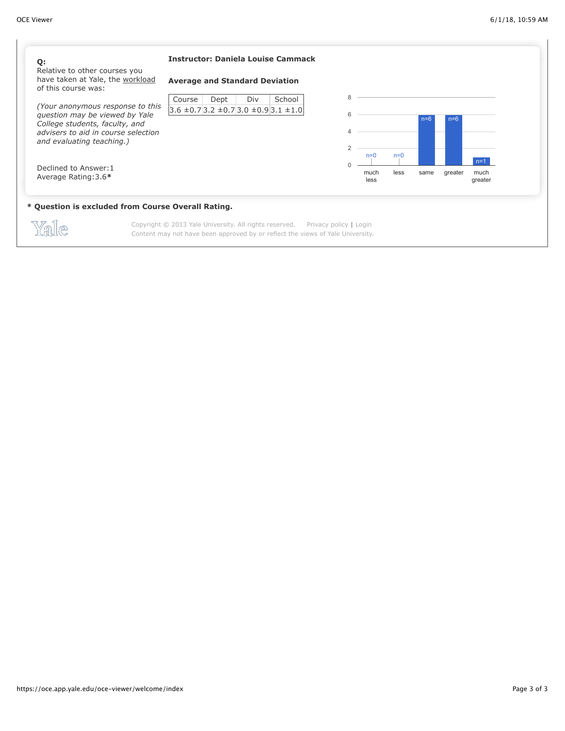**Q:**
Relative to other courses you have taken at Yale, the workload of this course was:

*(Your anonymous response to this question may be viewed by Yale College students, faculty, and advisers to aid in course selection and evaluating teaching.)*

Declined to Answer:1
Average Rating:3.6*

**Instructor: Daniela Louise Cammack**

**Average and Standard Deviation**

| Course | Dept | Div | School |
|---|---|---|---|
| 3.6 ±0.7 | 3.2 ±0.7 | 3.0 ±0.9 | 3.1 ±1.0 |

8
6
4
2
0
n=0
n=0
n=6
n=6
n=1
much less
less
same
greater
much greater

**\* Question is excluded from Course Overall Rating.**

Copyright © 2013 Yale University. All rights reserved. Privacy policy | Login
Content may not have been approved by or reflect the views of Yale University.